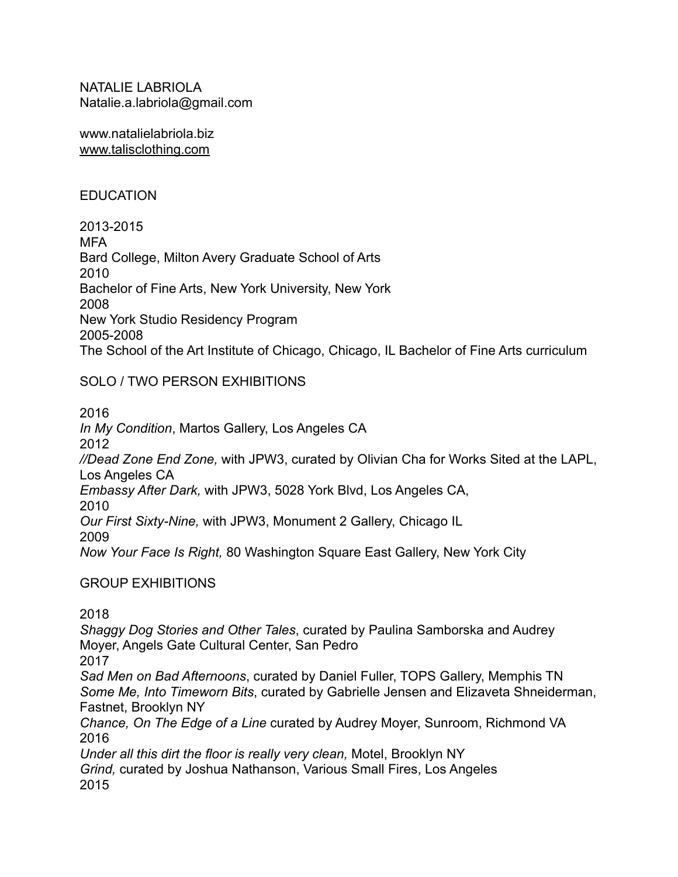NATALIE LABRIOLA
Natalie.a.labriola@gmail.com

www.natalielabriola.biz
www.talisclothing.com

## EDUCATION

2013-2015
MFA
Bard College, Milton Avery Graduate School of Arts
2010
Bachelor of Fine Arts, New York University, New York
2008
New York Studio Residency Program
2005-2008
The School of the Art Institute of Chicago, Chicago, IL Bachelor of Fine Arts curriculum

## SOLO / TWO PERSON EXHIBITIONS

2016
*In My Condition*, Martos Gallery, Los Angeles CA
2012
*//Dead Zone End Zone,* with JPW3, curated by Olivian Cha for Works Sited at the LAPL, Los Angeles CA
*Embassy After Dark,* with JPW3, 5028 York Blvd, Los Angeles CA,
2010
*Our First Sixty-Nine,* with JPW3, Monument 2 Gallery, Chicago IL
2009
*Now Your Face Is Right,* 80 Washington Square East Gallery, New York City

## GROUP EXHIBITIONS

2018
*Shaggy Dog Stories and Other Tales*, curated by Paulina Samborska and Audrey Moyer, Angels Gate Cultural Center, San Pedro
2017
*Sad Men on Bad Afternoons*, curated by Daniel Fuller, TOPS Gallery, Memphis TN
*Some Me, Into Timeworn Bits*, curated by Gabrielle Jensen and Elizaveta Shneiderman, Fastnet, Brooklyn NY
*Chance, On The Edge of a Line* curated by Audrey Moyer, Sunroom, Richmond VA
2016
*Under all this dirt the floor is really very clean,* Motel, Brooklyn NY
*Grind,* curated by Joshua Nathanson, Various Small Fires, Los Angeles
2015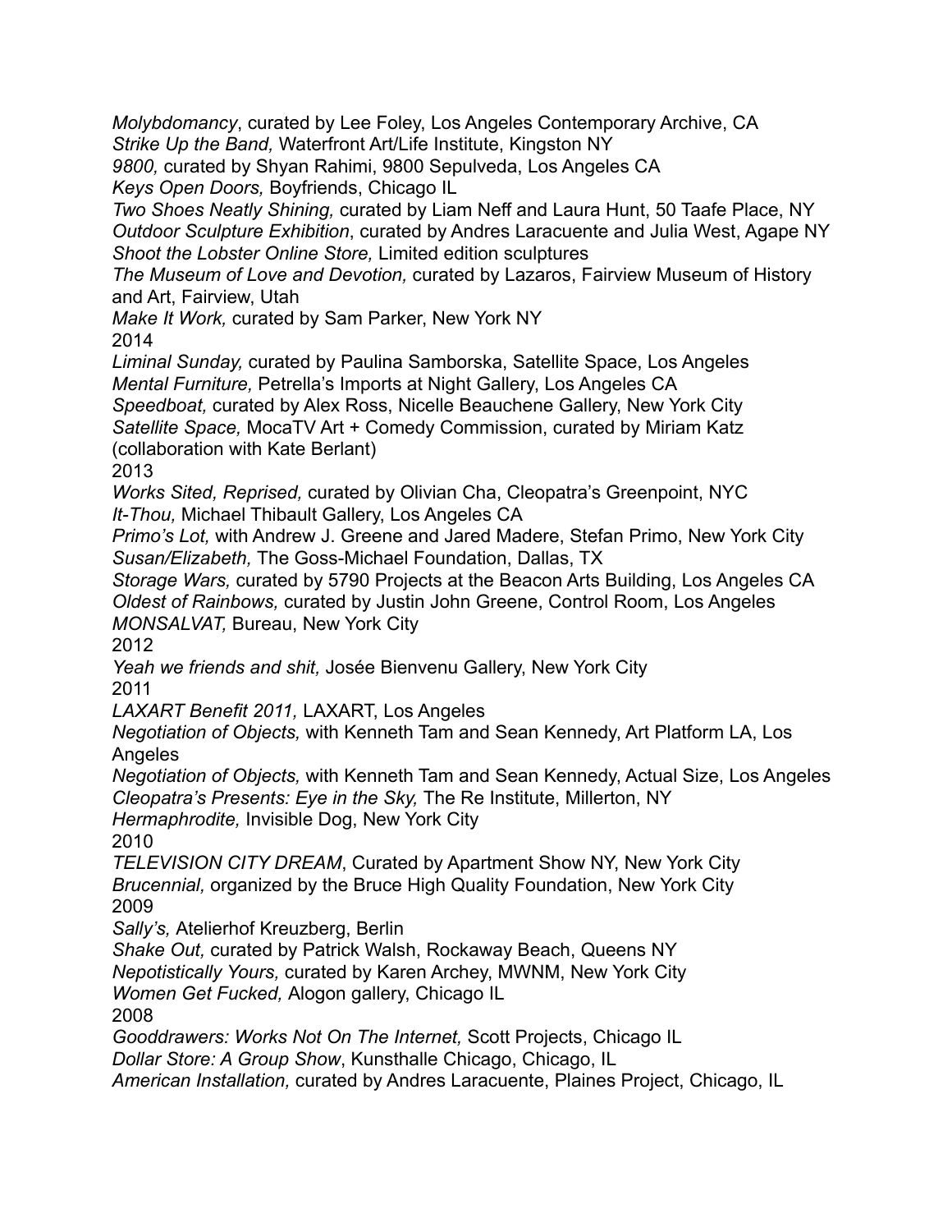*Molybdomancy*, curated by Lee Foley, Los Angeles Contemporary Archive, CA
*Strike Up the Band,* Waterfront Art/Life Institute, Kingston NY
*9800,* curated by Shyan Rahimi, 9800 Sepulveda, Los Angeles CA
*Keys Open Doors,* Boyfriends, Chicago IL
*Two Shoes Neatly Shining,* curated by Liam Neff and Laura Hunt, 50 Taafe Place, NY
*Outdoor Sculpture Exhibition*, curated by Andres Laracuente and Julia West, Agape NY
*Shoot the Lobster Online Store,* Limited edition sculptures
*The Museum of Love and Devotion,* curated by Lazaros, Fairview Museum of History and Art, Fairview, Utah
*Make It Work,* curated by Sam Parker, New York NY

2014

*Liminal Sunday,* curated by Paulina Samborska, Satellite Space, Los Angeles
*Mental Furniture,* Petrella's Imports at Night Gallery, Los Angeles CA
*Speedboat,* curated by Alex Ross, Nicelle Beauchene Gallery, New York City
*Satellite Space,* MocaTV Art + Comedy Commission, curated by Miriam Katz (collaboration with Kate Berlant)

2013

*Works Sited, Reprised,* curated by Olivian Cha, Cleopatra's Greenpoint, NYC
*It-Thou,* Michael Thibault Gallery, Los Angeles CA
*Primo's Lot,* with Andrew J. Greene and Jared Madere, Stefan Primo, New York City
*Susan/Elizabeth,* The Goss-Michael Foundation, Dallas, TX
*Storage Wars,* curated by 5790 Projects at the Beacon Arts Building, Los Angeles CA
*Oldest of Rainbows,* curated by Justin John Greene, Control Room, Los Angeles
*MONSALVAT,* Bureau, New York City

2012

*Yeah we friends and shit,* Josée Bienvenu Gallery, New York City

2011

*LAXART Benefit 2011,* LAXART, Los Angeles
*Negotiation of Objects,* with Kenneth Tam and Sean Kennedy, Art Platform LA, Los Angeles
*Negotiation of Objects,* with Kenneth Tam and Sean Kennedy, Actual Size, Los Angeles
*Cleopatra's Presents: Eye in the Sky,* The Re Institute, Millerton, NY
*Hermaphrodite,* Invisible Dog, New York City

2010

*TELEVISION CITY DREAM*, Curated by Apartment Show NY, New York City
*Brucennial,* organized by the Bruce High Quality Foundation, New York City

2009

*Sally's,* Atelierhof Kreuzberg, Berlin
*Shake Out,* curated by Patrick Walsh, Rockaway Beach, Queens NY
*Nepotistically Yours,* curated by Karen Archey, MWNM, New York City
*Women Get Fucked,* Alogon gallery, Chicago IL

2008

*Gooddrawers: Works Not On The Internet,* Scott Projects, Chicago IL
*Dollar Store: A Group Show*, Kunsthalle Chicago, Chicago, IL
*American Installation,* curated by Andres Laracuente, Plaines Project, Chicago, IL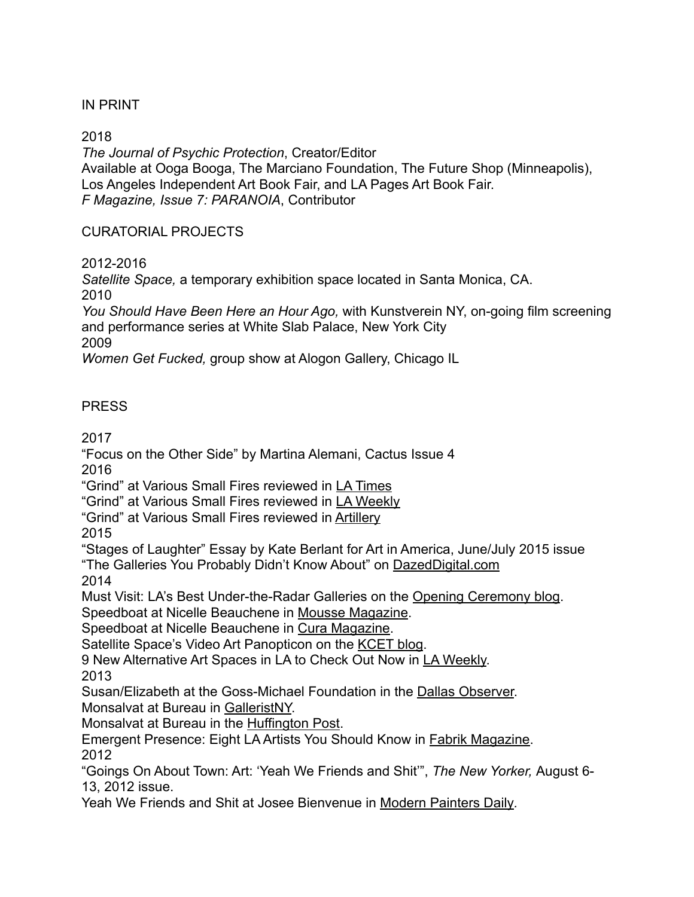## IN PRINT

2018
*The Journal of Psychic Protection*, Creator/Editor
Available at Ooga Booga, The Marciano Foundation, The Future Shop (Minneapolis), Los Angeles Independent Art Book Fair, and LA Pages Art Book Fair.
*F Magazine, Issue 7: PARANOIA*, Contributor

## CURATORIAL PROJECTS

2012-2016
*Satellite Space,* a temporary exhibition space located in Santa Monica, CA.
2010
*You Should Have Been Here an Hour Ago,* with Kunstverein NY, on-going film screening and performance series at White Slab Palace, New York City
2009
*Women Get Fucked,* group show at Alogon Gallery, Chicago IL

## PRESS

2017
"Focus on the Other Side" by Martina Alemani, Cactus Issue 4
2016
"Grind" at Various Small Fires reviewed in LA Times
"Grind" at Various Small Fires reviewed in LA Weekly
"Grind" at Various Small Fires reviewed in Artillery
2015
"Stages of Laughter" Essay by Kate Berlant for Art in America, June/July 2015 issue
"The Galleries You Probably Didn't Know About" on DazedDigital.com
2014
Must Visit: LA's Best Under-the-Radar Galleries on the Opening Ceremony blog.
Speedboat at Nicelle Beauchene in Mousse Magazine.
Speedboat at Nicelle Beauchene in Cura Magazine.
Satellite Space's Video Art Panopticon on the KCET blog.
9 New Alternative Art Spaces in LA to Check Out Now in LA Weekly.
2013
Susan/Elizabeth at the Goss-Michael Foundation in the Dallas Observer.
Monsalvat at Bureau in GalleristNY.
Monsalvat at Bureau in the Huffington Post.
Emergent Presence: Eight LA Artists You Should Know in Fabrik Magazine.
2012
"Goings On About Town: Art: 'Yeah We Friends and Shit'", *The New Yorker,* August 6-13, 2012 issue.
Yeah We Friends and Shit at Josee Bienvenue in Modern Painters Daily.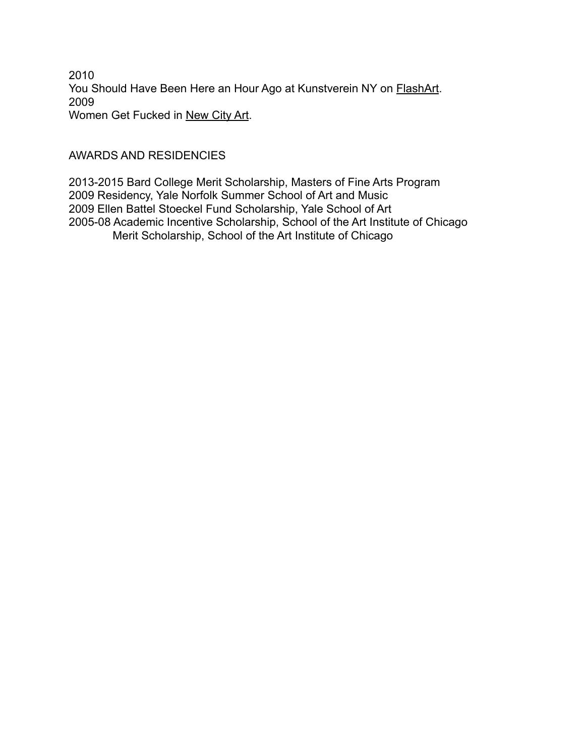2010
You Should Have Been Here an Hour Ago at Kunstverein NY on FlashArt.
2009
Women Get Fucked in New City Art.

AWARDS AND RESIDENCIES

2013-2015 Bard College Merit Scholarship, Masters of Fine Arts Program
2009 Residency, Yale Norfolk Summer School of Art and Music
2009 Ellen Battel Stoeckel Fund Scholarship, Yale School of Art
2005-08 Academic Incentive Scholarship, School of the Art Institute of Chicago
Merit Scholarship, School of the Art Institute of Chicago